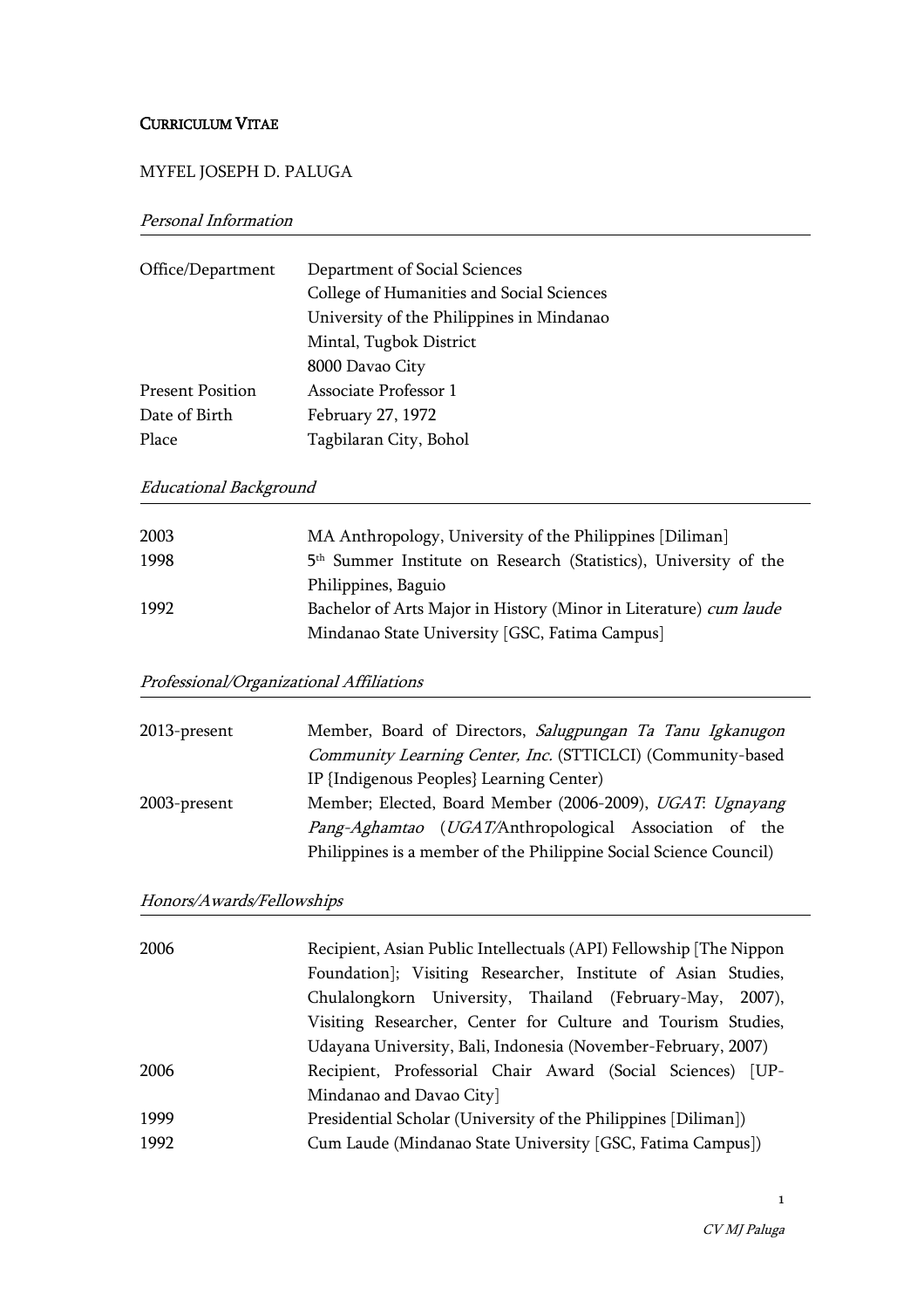# CURRICULUM VITAE

## MYFEL JOSEPH D. PALUGA

### *Personal Information*

| | |
|---|---|
| Office/Department | Department of Social Sciences<br>College of Humanities and Social Sciences<br>University of the Philippines in Mindanao<br>Mintal, Tugbok District<br>8000 Davao City |
| Present Position | Associate Professor 1 |
| Date of Birth | February 27, 1972 |
| Place | Tagbilaran City, Bohol |

### *Educational Background*

| | |
|---|---|
| 2003 | MA Anthropology, University of the Philippines [Diliman] |
| 1998 | 5th Summer Institute on Research (Statistics), University of the Philippines, Baguio |
| 1992 | Bachelor of Arts Major in History (Minor in Literature) *cum laude*<br>Mindanao State University [GSC, Fatima Campus] |

### *Professional/Organizational Affiliations*

| | |
|---|---|
| 2013-present | Member, Board of Directors, *Salugpungan Ta Tanu Igkanugon Community Learning Center, Inc.* (STTICLCI) (Community-based IP {Indigenous Peoples} Learning Center) |
| 2003-present | Member; Elected, Board Member (2006-2009), *UGAT: Ugnayang Pang-Aghamtao* (*UGAT/*Anthropological Association of the Philippines is a member of the Philippine Social Science Council) |

### *Honors/Awards/Fellowships*

| | |
|---|---|
| 2006 | Recipient, Asian Public Intellectuals (API) Fellowship [The Nippon Foundation]; Visiting Researcher, Institute of Asian Studies, Chulalongkorn University, Thailand (February-May, 2007), Visiting Researcher, Center for Culture and Tourism Studies, Udayana University, Bali, Indonesia (November-February, 2007) |
| 2006 | Recipient, Professorial Chair Award (Social Sciences) [UP-Mindanao and Davao City] |
| 1999 | Presidential Scholar (University of the Philippines [Diliman]) |
| 1992 | Cum Laude (Mindanao State University [GSC, Fatima Campus]) |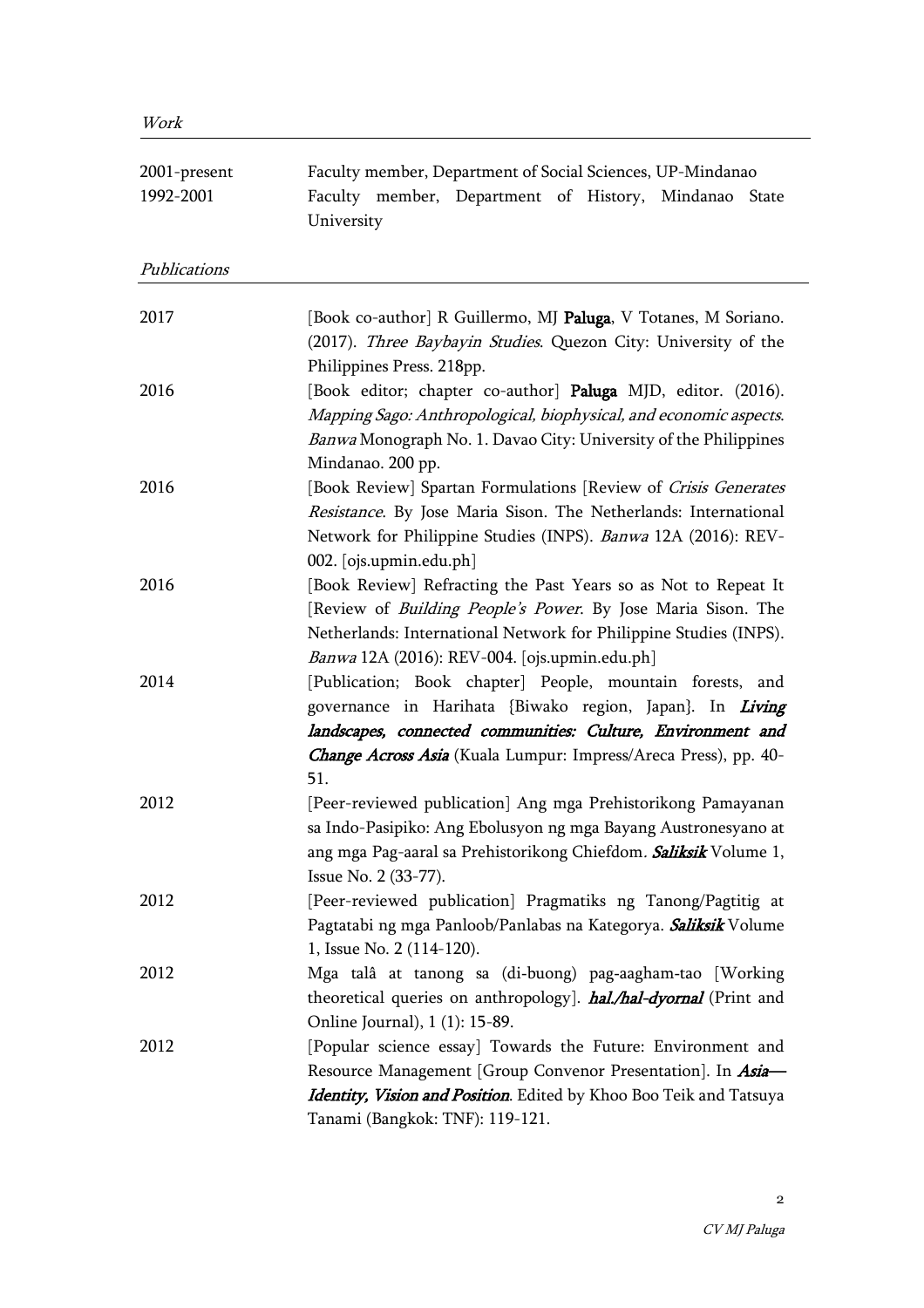*Work*

| | |
|---|---|
| 2001-present | Faculty member, Department of Social Sciences, UP-Mindanao |
| 1992-2001 | Faculty member, Department of History, Mindanao State University |

*Publications*

| | |
|---|---|
| 2017 | [Book co-author] R Guillermo, MJ **Paluga**, V Totanes, M Soriano. (2017). *Three Baybayin Studies*. Quezon City: University of the Philippines Press. 218pp. |
| 2016 | [Book editor; chapter co-author] **Paluga** MJD, editor. (2016). *Mapping Sago: Anthropological, biophysical, and economic aspects*. *Banwa* Monograph No. 1. Davao City: University of the Philippines Mindanao. 200 pp. |
| 2016 | [Book Review] Spartan Formulations [Review of *Crisis Generates Resistance*. By Jose Maria Sison. The Netherlands: International Network for Philippine Studies (INPS). *Banwa* 12A (2016): REV-002. [ojs.upmin.edu.ph] |
| 2016 | [Book Review] Refracting the Past Years so as Not to Repeat It [Review of *Building People's Power*. By Jose Maria Sison. The Netherlands: International Network for Philippine Studies (INPS). *Banwa* 12A (2016): REV-004. [ojs.upmin.edu.ph] |
| 2014 | [Publication; Book chapter] People, mountain forests, and governance in Harihata {Biwako region, Japan}. In ***Living landscapes, connected communities: Culture, Environment and Change Across Asia*** (Kuala Lumpur: Impress/Areca Press), pp. 40-51. |
| 2012 | [Peer-reviewed publication] Ang mga Prehistorikong Pamayanan sa Indo-Pasipiko: Ang Ebolusyon ng mga Bayang Austronesyano at ang mga Pag-aaral sa Prehistorikong Chiefdom. ***Saliksik*** Volume 1, Issue No. 2 (33-77). |
| 2012 | [Peer-reviewed publication] Pragmatiks ng Tanong/Pagtitig at Pagtatabi ng mga Panloob/Panlabas na Kategorya. ***Saliksik*** Volume 1, Issue No. 2 (114-120). |
| 2012 | Mga talâ at tanong sa (di-buong) pag-aagham-tao [Working theoretical queries on anthropology]. ***hal./hal-dyornal*** (Print and Online Journal), 1 (1): 15-89. |
| 2012 | [Popular science essay] Towards the Future: Environment and Resource Management [Group Convenor Presentation]. In ***Asia—Identity, Vision and Position***. Edited by Khoo Boo Teik and Tatsuya Tanami (Bangkok: TNF): 119-121. |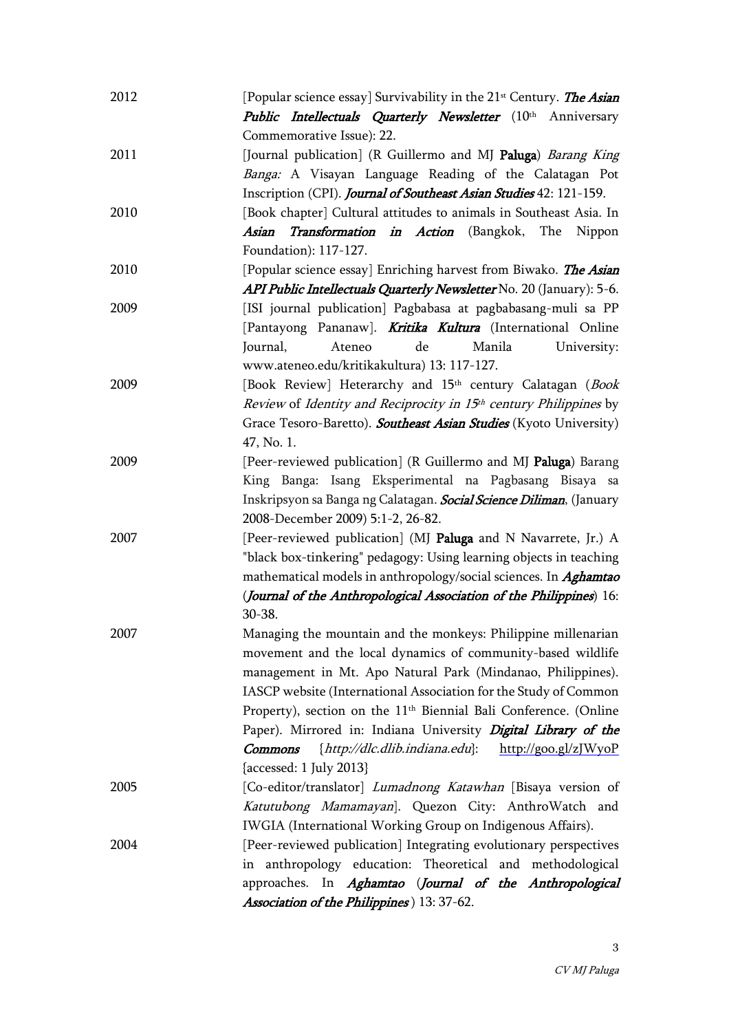2012 [Popular science essay] Survivability in the 21st Century. ***The Asian Public Intellectuals Quarterly Newsletter*** (10th Anniversary Commemorative Issue): 22.

2011 [Journal publication] (R Guillermo and MJ **Paluga**) *Barang King Banga:* A Visayan Language Reading of the Calatagan Pot Inscription (CPI). ***Journal of Southeast Asian Studies*** 42: 121-159.

2010 [Book chapter] Cultural attitudes to animals in Southeast Asia. In ***Asian Transformation in Action*** (Bangkok, The Nippon Foundation): 117-127.

2010 [Popular science essay] Enriching harvest from Biwako. ***The Asian API Public Intellectuals Quarterly Newsletter*** No. 20 (January): 5-6.

2009 [ISI journal publication] Pagbabasa at pagbabasang-muli sa PP [Pantayong Pananaw]. ***Kritika Kultura*** (International Online Journal, Ateneo de Manila University: www.ateneo.edu/kritikakultura) 13: 117-127.

2009 [Book Review] Heterarchy and 15th century Calatagan (*Book Review* of *Identity and Reciprocity in 15th century Philippines* by Grace Tesoro-Baretto). ***Southeast Asian Studies*** (Kyoto University) 47, No. 1.

2009 [Peer-reviewed publication] (R Guillermo and MJ **Paluga**) Barang King Banga: Isang Eksperimental na Pagbasang Bisaya sa Inskripsyon sa Banga ng Calatagan. ***Social Science Diliman***, (January 2008-December 2009) 5:1-2, 26-82.

2007 [Peer-reviewed publication] (MJ **Paluga** and N Navarrete, Jr.) A "black box-tinkering" pedagogy: Using learning objects in teaching mathematical models in anthropology/social sciences. In ***Aghamtao*** (***Journal of the Anthropological Association of the Philippines***) 16: 30-38.

2007 Managing the mountain and the monkeys: Philippine millenarian movement and the local dynamics of community-based wildlife management in Mt. Apo Natural Park (Mindanao, Philippines). IASCP website (International Association for the Study of Common Property), section on the 11th Biennial Bali Conference. (Online Paper). Mirrored in: Indiana University ***Digital Library of the Commons*** {*http://dlc.dlib.indiana.edu*}: http://goo.gl/zJWyoP {accessed: 1 July 2013}

2005 [Co-editor/translator] *Lumadnong Katawhan* [Bisaya version of *Katutubong Mamamayan*]. Quezon City: AnthroWatch and IWGIA (International Working Group on Indigenous Affairs).

2004 [Peer-reviewed publication] Integrating evolutionary perspectives in anthropology education: Theoretical and methodological approaches. In ***Aghamtao*** (***Journal of the Anthropological Association of the Philippines***) 13: 37-62.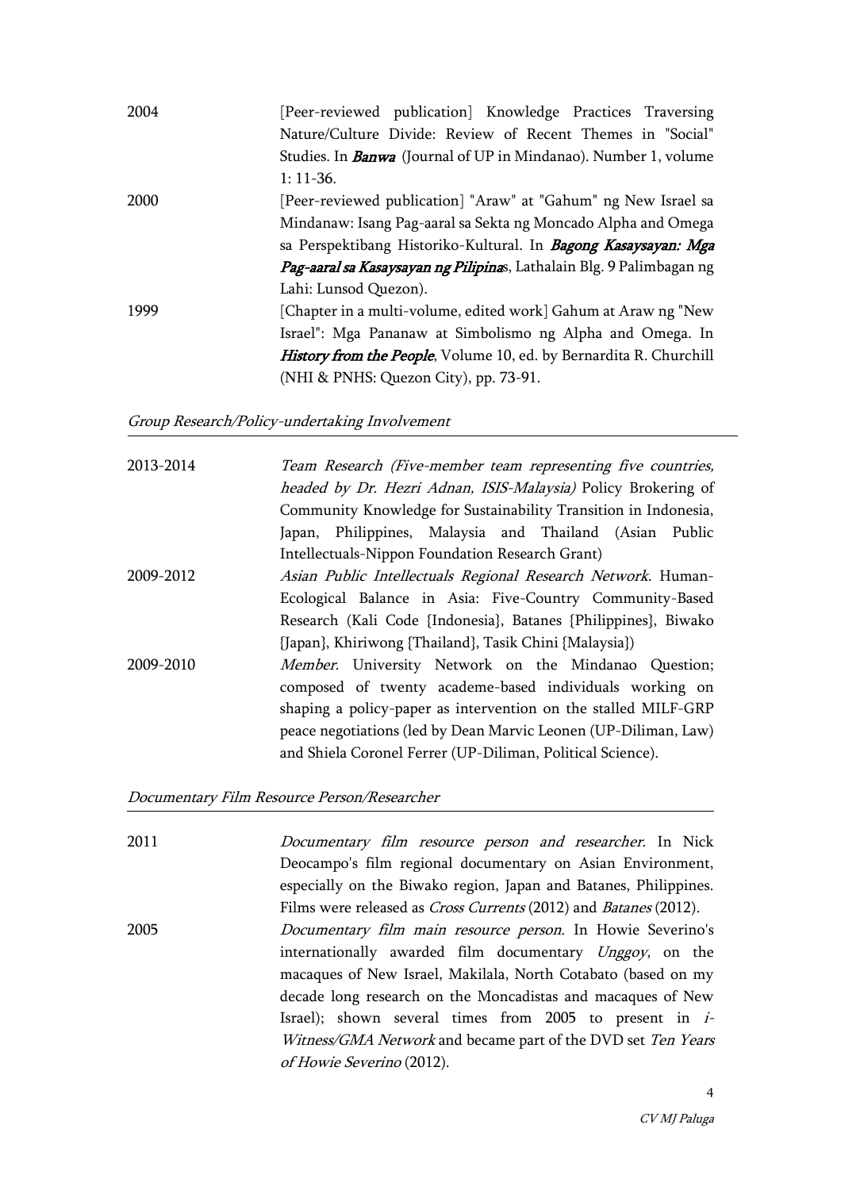2004 [Peer-reviewed publication] Knowledge Practices Traversing Nature/Culture Divide: Review of Recent Themes in "Social" Studies. In ***Banwa*** (Journal of UP in Mindanao). Number 1, volume 1: 11-36.

2000 [Peer-reviewed publication] "Araw" at "Gahum" ng New Israel sa Mindanaw: Isang Pag-aaral sa Sekta ng Moncado Alpha and Omega sa Perspektibang Historiko-Kultural. In ***Bagong Kasaysayan: Mga Pag-aaral sa Kasaysayan ng Pilipina***s, Lathalain Blg. 9 Palimbagan ng Lahi: Lunsod Quezon).

1999 [Chapter in a multi-volume, edited work] Gahum at Araw ng "New Israel": Mga Pananaw at Simbolismo ng Alpha and Omega. In ***History from the People***, Volume 10, ed. by Bernardita R. Churchill (NHI & PNHS: Quezon City), pp. 73-91.

*Group Research/Policy-undertaking Involvement*

2013-2014 *Team Research (Five-member team representing five countries, headed by Dr. Hezri Adnan, ISIS-Malaysia)* Policy Brokering of Community Knowledge for Sustainability Transition in Indonesia, Japan, Philippines, Malaysia and Thailand (Asian Public Intellectuals-Nippon Foundation Research Grant)

2009-2012 *Asian Public Intellectuals Regional Research Network.* Human-Ecological Balance in Asia: Five-Country Community-Based Research (Kali Code {Indonesia}, Batanes {Philippines}, Biwako {Japan}, Khiriwong {Thailand}, Tasik Chini {Malaysia})

2009-2010 *Member.* University Network on the Mindanao Question; composed of twenty academe-based individuals working on shaping a policy-paper as intervention on the stalled MILF-GRP peace negotiations (led by Dean Marvic Leonen (UP-Diliman, Law) and Shiela Coronel Ferrer (UP-Diliman, Political Science).

*Documentary Film Resource Person/Researcher*

2011 *Documentary film resource person and researcher.* In Nick Deocampo's film regional documentary on Asian Environment, especially on the Biwako region, Japan and Batanes, Philippines. Films were released as *Cross Currents* (2012) and *Batanes* (2012).

2005 *Documentary film main resource person.* In Howie Severino's internationally awarded film documentary *Unggoy*, on the macaques of New Israel, Makilala, North Cotabato (based on my decade long research on the Moncadistas and macaques of New Israel); shown several times from 2005 to present in *i-Witness/GMA Network* and became part of the DVD set *Ten Years of Howie Severino* (2012).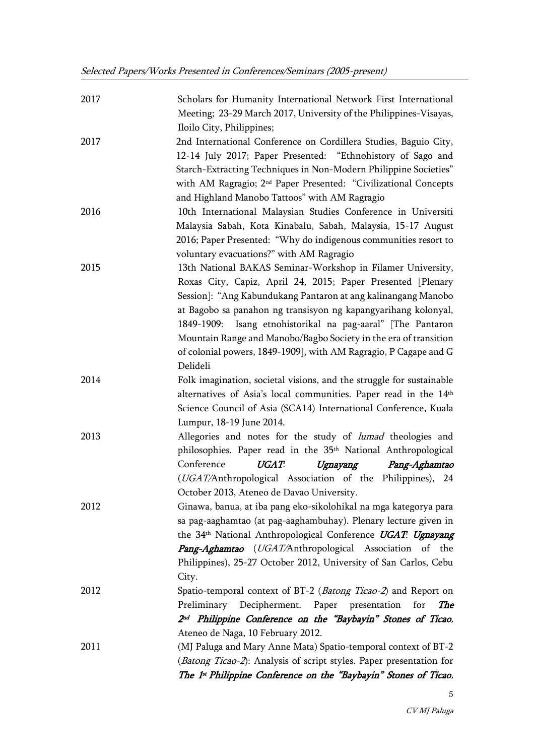*Selected Papers/Works Presented in Conferences/Seminars (2005-present)*

| | |
|---|---|
| 2017 | Scholars for Humanity International Network First International Meeting; 23-29 March 2017, University of the Philippines-Visayas, Iloilo City, Philippines; |
| 2017 | 2nd International Conference on Cordillera Studies, Baguio City, 12-14 July 2017; Paper Presented: "Ethnohistory of Sago and Starch-Extracting Techniques in Non-Modern Philippine Societies" with AM Ragragio; 2nd Paper Presented: "Civilizational Concepts and Highland Manobo Tattoos" with AM Ragragio |
| 2016 | 10th International Malaysian Studies Conference in Universiti Malaysia Sabah, Kota Kinabalu, Sabah, Malaysia, 15-17 August 2016; Paper Presented: "Why do indigenous communities resort to voluntary evacuations?" with AM Ragragio |
| 2015 | 13th National BAKAS Seminar-Workshop in Filamer University, Roxas City, Capiz, April 24, 2015; Paper Presented [Plenary Session]: "Ang Kabundukang Pantaron at ang kalinangang Manobo at Bagobo sa panahon ng transisyon ng kapangyarihang kolonyal, 1849-1909: Isang etnohistorikal na pag-aaral" [The Pantaron Mountain Range and Manobo/Bagbo Society in the era of transition of colonial powers, 1849-1909], with AM Ragragio, P Cagape and G Delideli |
| 2014 | Folk imagination, societal visions, and the struggle for sustainable alternatives of Asia's local communities. Paper read in the 14th Science Council of Asia (SCA14) International Conference, Kuala Lumpur, 18-19 June 2014. |
| 2013 | Allegories and notes for the study of *lumad* theologies and philosophies. Paper read in the 35th National Anthropological Conference ***UGAT: Ugnayang Pang-Aghamtao*** (*UGAT*/Anthropological Association of the Philippines), 24 October 2013, Ateneo de Davao University. |
| 2012 | Ginawa, banua, at iba pang eko-sikolohikal na mga kategorya para sa pag-aaghamtao (at pag-aaghambuhay). Plenary lecture given in the 34th National Anthropological Conference ***UGAT: Ugnayang Pang-Aghamtao*** (*UGAT*/Anthropological Association of the Philippines), 25-27 October 2012, University of San Carlos, Cebu City. |
| 2012 | Spatio-temporal context of BT-2 (*Batong Ticao-2*) and Report on Preliminary Decipherment. Paper presentation for ***The 2nd Philippine Conference on the "Baybayin" Stones of Ticao***, Ateneo de Naga, 10 February 2012. |
| 2011 | (MJ Paluga and Mary Anne Mata) Spatio-temporal context of BT-2 (*Batong Ticao-2*): Analysis of script styles. Paper presentation for ***The 1st Philippine Conference on the "Baybayin" Stones of Ticao***, |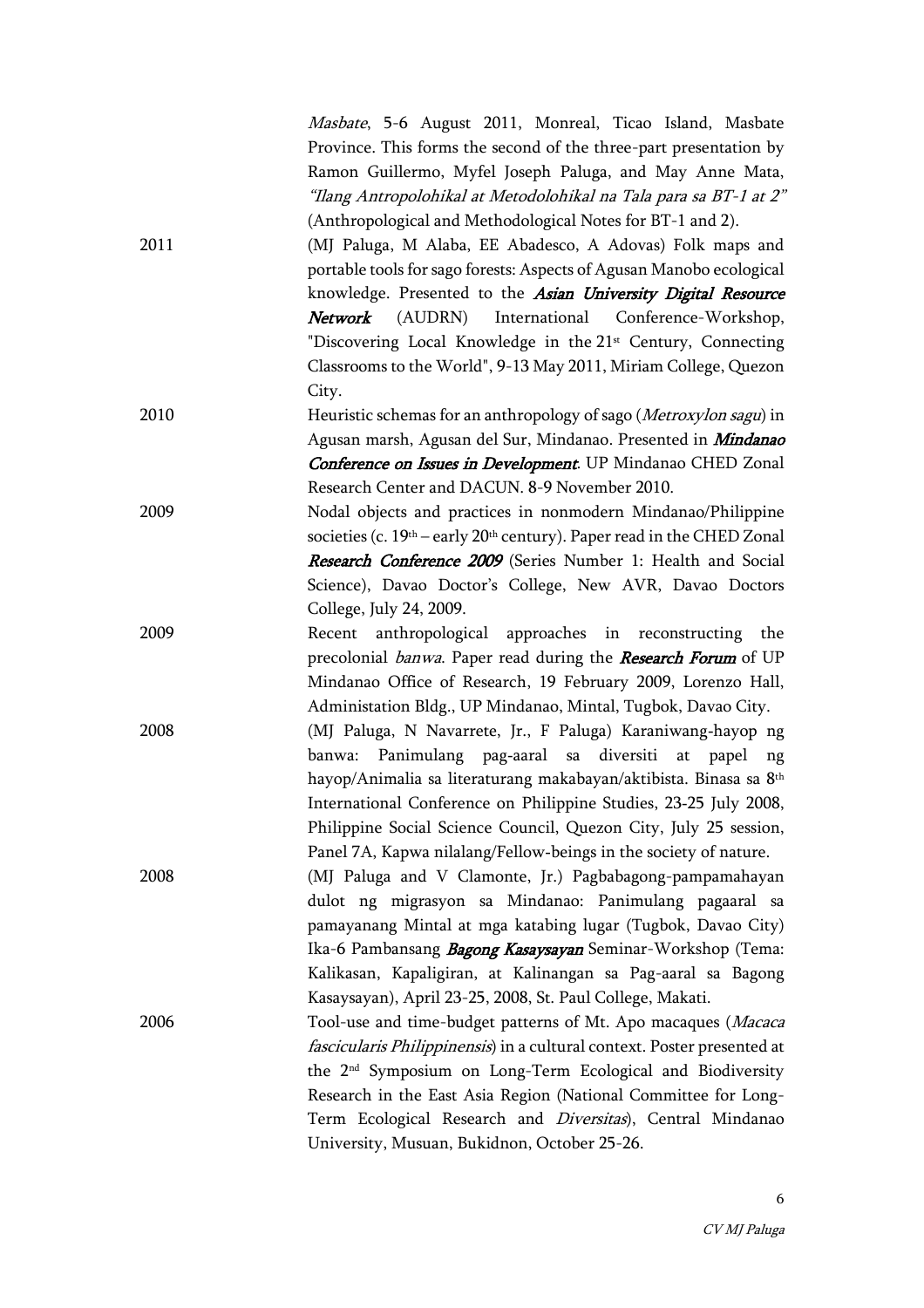*Masbate*, 5-6 August 2011, Monreal, Ticao Island, Masbate Province. This forms the second of the three-part presentation by Ramon Guillermo, Myfel Joseph Paluga, and May Anne Mata, *"Ilang Antropolohikal at Metodolohikal na Tala para sa BT-1 at 2"* (Anthropological and Methodological Notes for BT-1 and 2).

2011 — (MJ Paluga, M Alaba, EE Abadesco, A Adovas) Folk maps and portable tools for sago forests: Aspects of Agusan Manobo ecological knowledge. Presented to the ***Asian University Digital Resource Network*** (AUDRN) International Conference-Workshop, "Discovering Local Knowledge in the 21st Century, Connecting Classrooms to the World", 9-13 May 2011, Miriam College, Quezon City.

2010 — Heuristic schemas for an anthropology of sago (*Metroxylon sagu*) in Agusan marsh, Agusan del Sur, Mindanao. Presented in ***Mindanao Conference on Issues in Development***. UP Mindanao CHED Zonal Research Center and DACUN. 8-9 November 2010.

2009 — Nodal objects and practices in nonmodern Mindanao/Philippine societies (c. 19th – early 20th century). Paper read in the CHED Zonal ***Research Conference 2009*** (Series Number 1: Health and Social Science), Davao Doctor's College, New AVR, Davao Doctors College, July 24, 2009.

2009 — Recent anthropological approaches in reconstructing the precolonial *banwa*. Paper read during the ***Research Forum*** of UP Mindanao Office of Research, 19 February 2009, Lorenzo Hall, Administation Bldg., UP Mindanao, Mintal, Tugbok, Davao City.

2008 — (MJ Paluga, N Navarrete, Jr., F Paluga) Karaniwang-hayop ng banwa: Panimulang pag-aaral sa diversiti at papel ng hayop/Animalia sa literaturang makabayan/aktibista. Binasa sa 8th International Conference on Philippine Studies, 23-25 July 2008, Philippine Social Science Council, Quezon City, July 25 session, Panel 7A, Kapwa nilalang/Fellow-beings in the society of nature.

2008 — (MJ Paluga and V Clamonte, Jr.) Pagbabagong-pampamahayan dulot ng migrasyon sa Mindanao: Panimulang pagaaral sa pamayanang Mintal at mga katabing lugar (Tugbok, Davao City) Ika-6 Pambansang ***Bagong Kasaysayan*** Seminar-Workshop (Tema: Kalikasan, Kapaligiran, at Kalinangan sa Pag-aaral sa Bagong Kasaysayan), April 23-25, 2008, St. Paul College, Makati.

2006 — Tool-use and time-budget patterns of Mt. Apo macaques (*Macaca fascicularis Philippinensis*) in a cultural context. Poster presented at the 2nd Symposium on Long-Term Ecological and Biodiversity Research in the East Asia Region (National Committee for Long-Term Ecological Research and *Diversitas*), Central Mindanao University, Musuan, Bukidnon, October 25-26.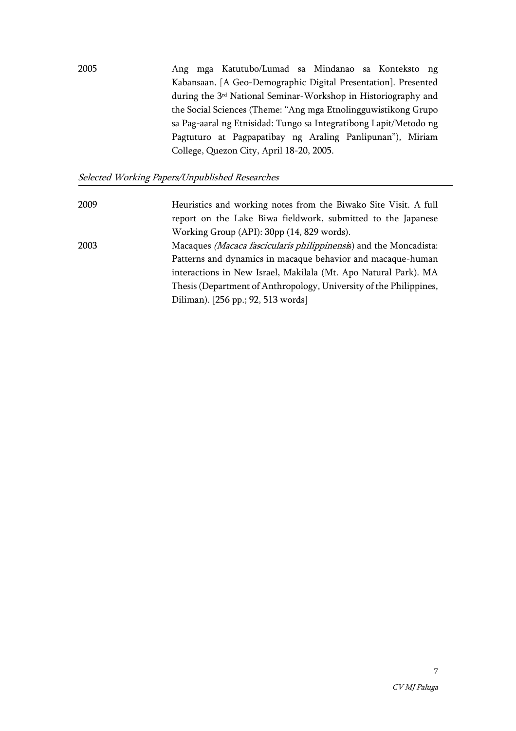2005 Ang mga Katutubo/Lumad sa Mindanao sa Konteksto ng Kabansaan. [A Geo-Demographic Digital Presentation]. Presented during the 3rd National Seminar-Workshop in Historiography and the Social Sciences (Theme: "Ang mga Etnolingguwistikong Grupo sa Pag-aaral ng Etnisidad: Tungo sa Integratibong Lapit/Metodo ng Pagtuturo at Pagpapatibay ng Araling Panlipunan"), Miriam College, Quezon City, April 18-20, 2005.

*Selected Working Papers/Unpublished Researches*

2009 Heuristics and working notes from the Biwako Site Visit. A full report on the Lake Biwa fieldwork, submitted to the Japanese Working Group (API): 30pp (14, 829 words).

2003 Macaques *(Macaca fascicularis philippinensis*) and the Moncadista: Patterns and dynamics in macaque behavior and macaque-human interactions in New Israel, Makilala (Mt. Apo Natural Park). MA Thesis (Department of Anthropology, University of the Philippines, Diliman). [256 pp.; 92, 513 words]